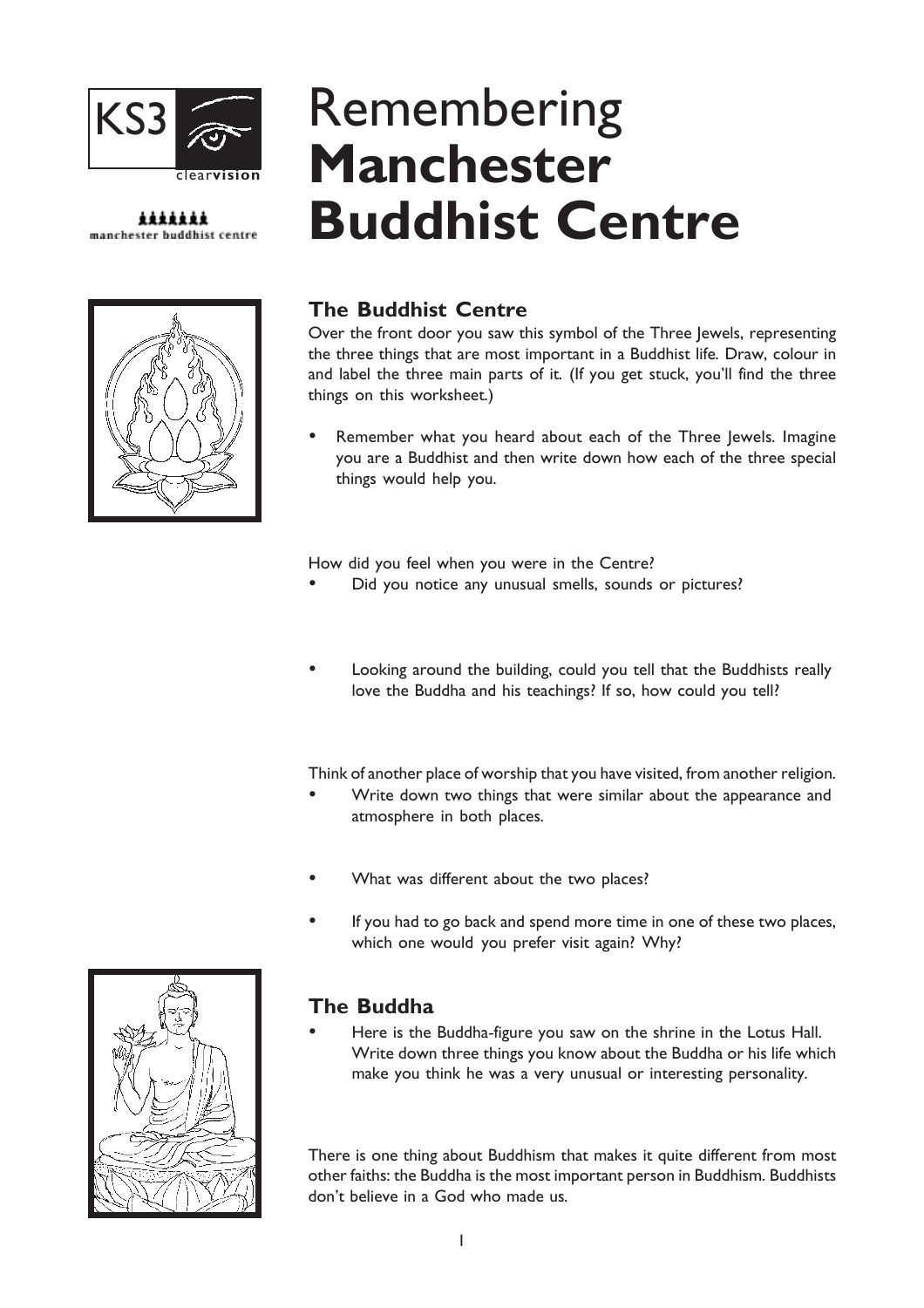KS3 clearvision

manchester buddhist centre

# Remembering **Manchester Buddhist Centre**

## The Buddhist Centre

Over the front door you saw this symbol of the Three Jewels, representing the three things that are most important in a Buddhist life. Draw, colour in and label the three main parts of it. (If you get stuck, you'll find the three things on this worksheet.)

- Remember what you heard about each of the Three Jewels. Imagine you are a Buddhist and then write down how each of the three special things would help you.

How did you feel when you were in the Centre?

- Did you notice any unusual smells, sounds or pictures?

- Looking around the building, could you tell that the Buddhists really love the Buddha and his teachings? If so, how could you tell?

Think of another place of worship that you have visited, from another religion.

- Write down two things that were similar about the appearance and atmosphere in both places.

- What was different about the two places?

- If you had to go back and spend more time in one of these two places, which one would you prefer visit again? Why?

## The Buddha

- Here is the Buddha-figure you saw on the shrine in the Lotus Hall. Write down three things you know about the Buddha or his life which make you think he was a very unusual or interesting personality.

There is one thing about Buddhism that makes it quite different from most other faiths: the Buddha is the most important person in Buddhism. Buddhists don't believe in a God who made us.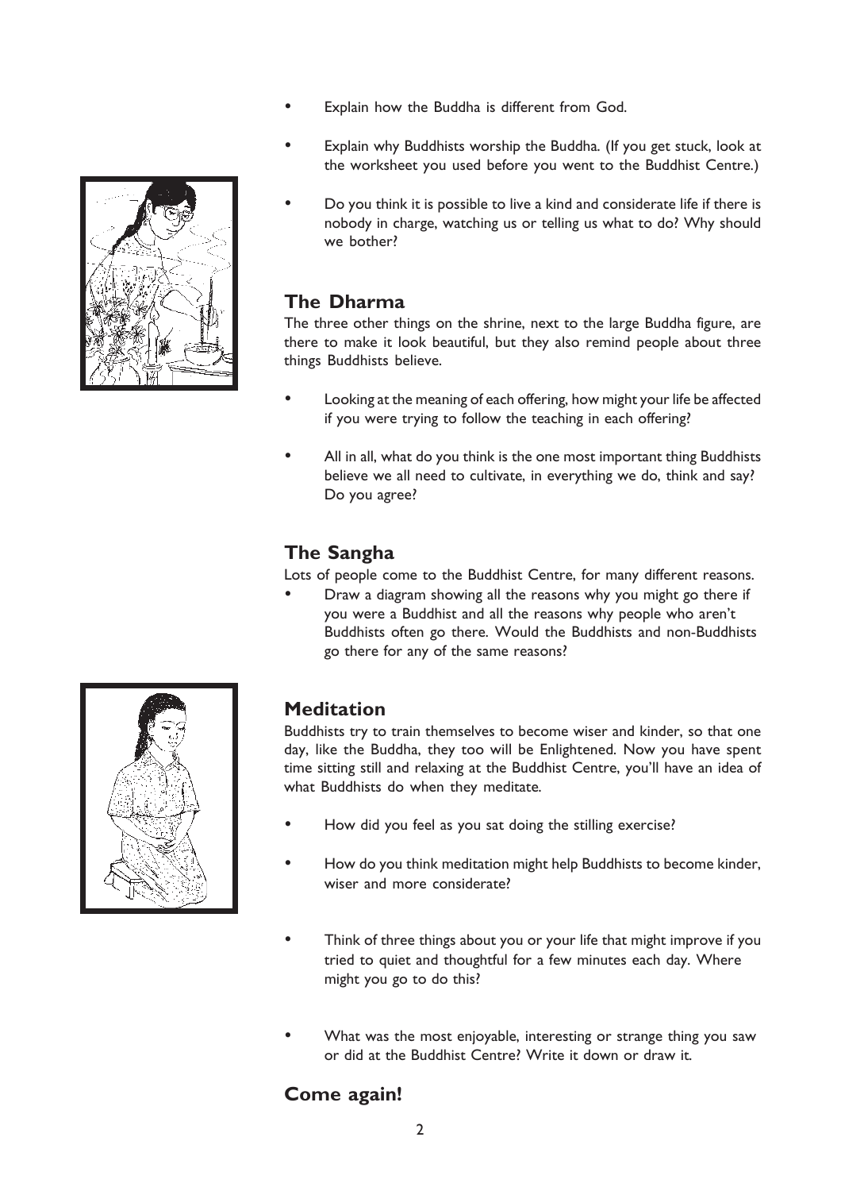- Explain how the Buddha is different from God.
- Explain why Buddhists worship the Buddha. (If you get stuck, look at the worksheet you used before you went to the Buddhist Centre.)
- Do you think it is possible to live a kind and considerate life if there is nobody in charge, watching us or telling us what to do? Why should we bother?

## The Dharma

The three other things on the shrine, next to the large Buddha figure, are there to make it look beautiful, but they also remind people about three things Buddhists believe.

- Looking at the meaning of each offering, how might your life be affected if you were trying to follow the teaching in each offering?
- All in all, what do you think is the one most important thing Buddhists believe we all need to cultivate, in everything we do, think and say? Do you agree?

## The Sangha

Lots of people come to the Buddhist Centre, for many different reasons.

- Draw a diagram showing all the reasons why you might go there if you were a Buddhist and all the reasons why people who aren't Buddhists often go there. Would the Buddhists and non-Buddhists go there for any of the same reasons?

## Meditation

Buddhists try to train themselves to become wiser and kinder, so that one day, like the Buddha, they too will be Enlightened. Now you have spent time sitting still and relaxing at the Buddhist Centre, you'll have an idea of what Buddhists do when they meditate.

- How did you feel as you sat doing the stilling exercise?
- How do you think meditation might help Buddhists to become kinder, wiser and more considerate?
- Think of three things about you or your life that might improve if you tried to quiet and thoughtful for a few minutes each day. Where might you go to do this?
- What was the most enjoyable, interesting or strange thing you saw or did at the Buddhist Centre? Write it down or draw it.

## Come again!